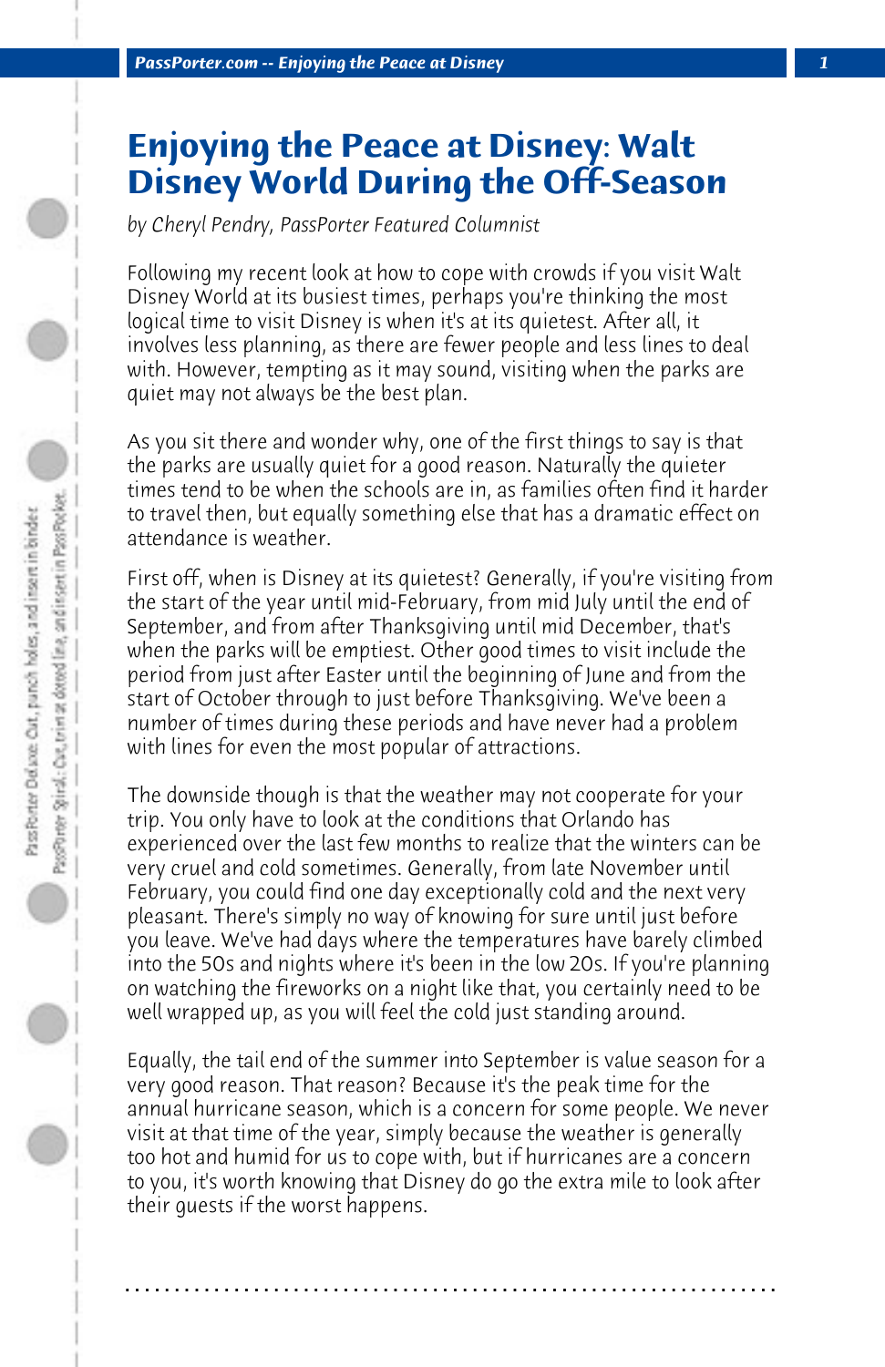# Enjoying the Peace at Disney: Walt Disney World During the Off-Season

*by Cheryl Pendry, PassPorter Featured Columnist*

Following my recent look at how to cope with crowds if you visit Walt Disney World at its busiest times, perhaps you're thinking the most logical time to visit Disney is when it's at its quietest. After all, it involves less planning, as there are fewer people and less lines to deal with. However, tempting as it may sound, visiting when the parks are quiet may not always be the best plan.

As you sit there and wonder why, one of the first things to say is that the parks are usually quiet for a good reason. Naturally the quieter times tend to be when the schools are in, as families often find it harder to travel then, but equally something else that has a dramatic effect on attendance is weather.

First off, when is Disney at its quietest? Generally, if you're visiting from the start of the year until mid-February, from mid July until the end of September, and from after Thanksgiving until mid December, that's when the parks will be emptiest. Other good times to visit include the period from just after Easter until the beginning of June and from the start of October through to just before Thanksgiving. We've been a number of times during these periods and have never had a problem with lines for even the most popular of attractions.

The downside though is that the weather may not cooperate for your trip. You only have to look at the conditions that Orlando has experienced over the last few months to realize that the winters can be very cruel and cold sometimes. Generally, from late November until February, you could find one day exceptionally cold and the next very pleasant. There's simply no way of knowing for sure until just before you leave. We've had days where the temperatures have barely climbed into the 50s and nights where it's been in the low 20s. If you're planning on watching the fireworks on a night like that, you certainly need to be well wrapped up, as you will feel the cold just standing around.

Equally, the tail end of the summer into September is value season for a very good reason. That reason? Because it's the peak time for the annual hurricane season, which is a concern for some people. We never visit at that time of the year, simply because the weather is generally too hot and humid for us to cope with, but if hurricanes are a concern to you, it's worth knowing that Disney do go the extra mile to look after their guests if the worst happens.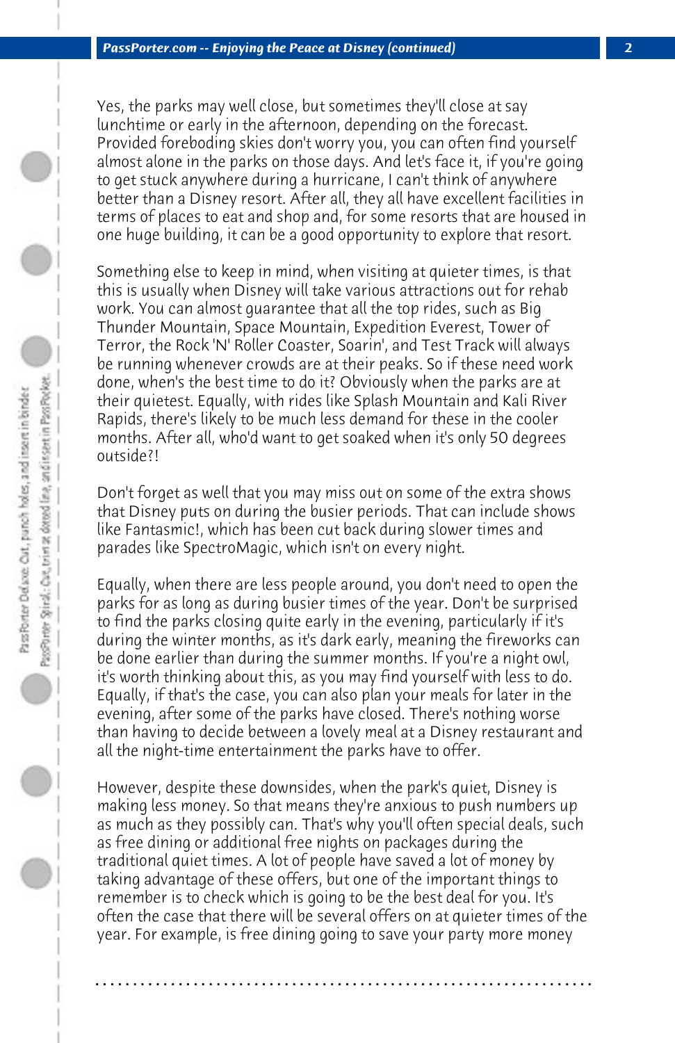Yes, the parks may well close, but sometimes they'll close at say lunchtime or early in the afternoon, depending on the forecast. Provided foreboding skies don't worry you, you can often find yourself almost alone in the parks on those days. And let's face it, if you're going to get stuck anywhere during a hurricane, I can't think of anywhere better than a Disney resort. After all, they all have excellent facilities in terms of places to eat and shop and, for some resorts that are housed in one huge building, it can be a good opportunity to explore that resort.

Something else to keep in mind, when visiting at quieter times, is that this is usually when Disney will take various attractions out for rehab work. You can almost guarantee that all the top rides, such as Big Thunder Mountain, Space Mountain, Expedition Everest, Tower of Terror, the Rock 'N' Roller Coaster, Soarin', and Test Track will always be running whenever crowds are at their peaks. So if these need work done, when's the best time to do it? Obviously when the parks are at their quietest. Equally, with rides like Splash Mountain and Kali River Rapids, there's likely to be much less demand for these in the cooler months. After all, who'd want to get soaked when it's only 50 degrees outside?!

Don't forget as well that you may miss out on some of the extra shows that Disney puts on during the busier periods. That can include shows like Fantasmic!, which has been cut back during slower times and parades like SpectroMagic, which isn't on every night.

Equally, when there are less people around, you don't need to open the parks for as long as during busier times of the year. Don't be surprised to find the parks closing quite early in the evening, particularly if it's during the winter months, as it's dark early, meaning the fireworks can be done earlier than during the summer months. If you're a night owl, it's worth thinking about this, as you may find yourself with less to do. Equally, if that's the case, you can also plan your meals for later in the evening, after some of the parks have closed. There's nothing worse than having to decide between a lovely meal at a Disney restaurant and all the night-time entertainment the parks have to offer.

However, despite these downsides, when the park's quiet, Disney is making less money. So that means they're anxious to push numbers up as much as they possibly can. That's why you'll often special deals, such as free dining or additional free nights on packages during the traditional quiet times. A lot of people have saved a lot of money by taking advantage of these offers, but one of the important things to remember is to check which is going to be the best deal for you. It's often the case that there will be several offers on at quieter times of the year. For example, is free dining going to save your party more money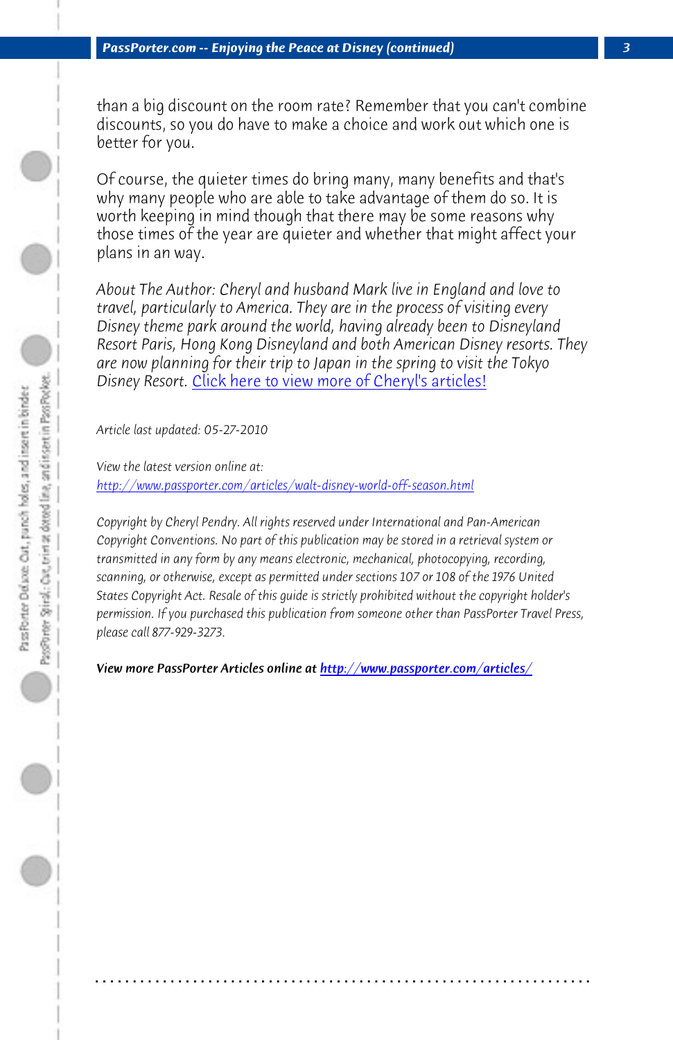than a big discount on the room rate? Remember that you can't combine discounts, so you do have to make a choice and work out which one is better for you.

Of course, the quieter times do bring many, many benefits and that's why many people who are able to take advantage of them do so. It is worth keeping in mind though that there may be some reasons why those times of the year are quieter and whether that might affect your plans in an way.

*About The Author: Cheryl and husband Mark live in England and love to travel, particularly to America. They are in the process of visiting every Disney theme park around the world, having already been to Disneyland Resort Paris, Hong Kong Disneyland and both American Disney resorts. They are now planning for their trip to Japan in the spring to visit the Tokyo Disney Resort.* [Click here to view more of Cheryl's articles!]

*Article last updated: 05-27-2010*

*View the latest version online at:*
*http://www.passporter.com/articles/walt-disney-world-off-season.html*

*Copyright by Cheryl Pendry. All rights reserved under International and Pan-American Copyright Conventions. No part of this publication may be stored in a retrieval system or transmitted in any form by any means electronic, mechanical, photocopying, recording, scanning, or otherwise, except as permitted under sections 107 or 108 of the 1976 United States Copyright Act. Resale of this guide is strictly prohibited without the copyright holder's permission. If you purchased this publication from someone other than PassPorter Travel Press, please call 877-929-3273.*

***View more PassPorter Articles online at http://www.passporter.com/articles/***